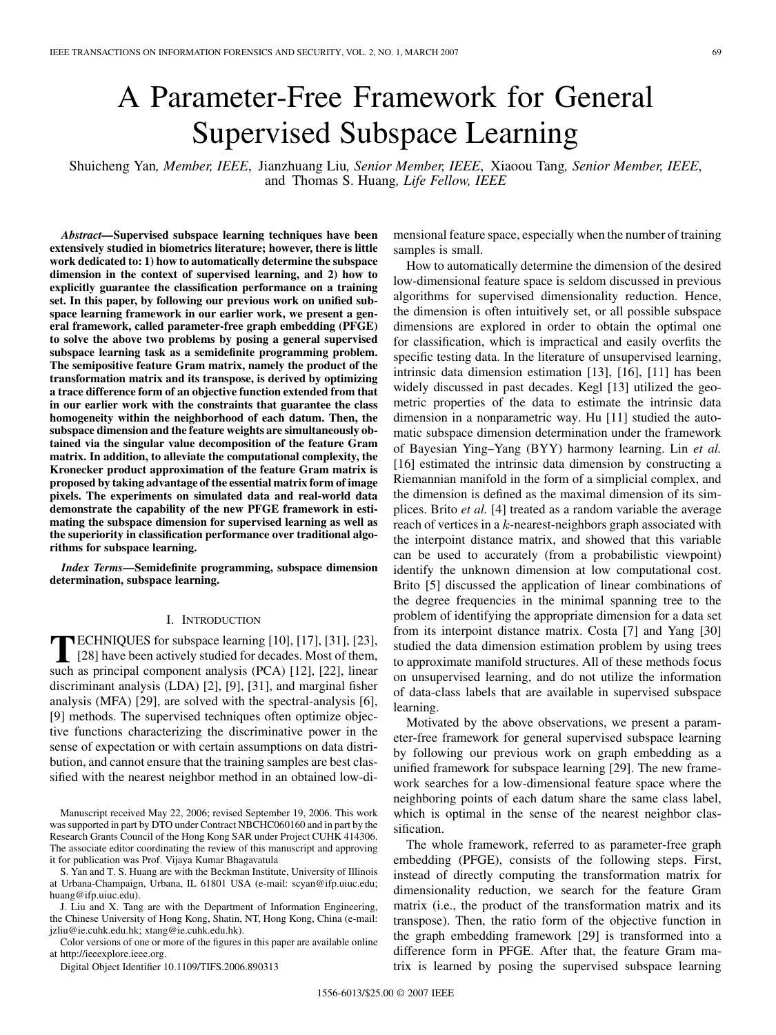# A Parameter-Free Framework for General Supervised Subspace Learning

Shuicheng Yan, *Member, IEEE*, Jianzhuang Liu, *Senior Member, IEEE*, Xiaoou Tang, *Senior Member, IEEE*, and Thomas S. Huang, *Life Fellow, IEEE*

***Abstract*—Supervised subspace learning techniques have been extensively studied in biometrics literature; however, there is little work dedicated to: 1) how to automatically determine the subspace dimension in the context of supervised learning, and 2) how to explicitly guarantee the classification performance on a training set. In this paper, by following our previous work on unified subspace learning framework in our earlier work, we present a general framework, called parameter-free graph embedding (PFGE) to solve the above two problems by posing a general supervised subspace learning task as a semidefinite programming problem. The semipositive feature Gram matrix, namely the product of the transformation matrix and its transpose, is derived by optimizing a trace difference form of an objective function extended from that in our earlier work with the constraints that guarantee the class homogeneity within the neighborhood of each datum. Then, the subspace dimension and the feature weights are simultaneously obtained via the singular value decomposition of the feature Gram matrix. In addition, to alleviate the computational complexity, the Kronecker product approximation of the feature Gram matrix is proposed by taking advantage of the essential matrix form of image pixels. The experiments on simulated data and real-world data demonstrate the capability of the new PFGE framework in estimating the subspace dimension for supervised learning as well as the superiority in classification performance over traditional algorithms for subspace learning.**

***Index Terms*—Semidefinite programming, subspace dimension determination, subspace learning.**

## I. Introduction

TECHNIQUES for subspace learning [10], [17], [31], [23], [28] have been actively studied for decades. Most of them, such as principal component analysis (PCA) [12], [22], linear discriminant analysis (LDA) [2], [9], [31], and marginal fisher analysis (MFA) [29], are solved with the spectral-analysis [6], [9] methods. The supervised techniques often optimize objective functions characterizing the discriminative power in the sense of expectation or with certain assumptions on data distribution, and cannot ensure that the training samples are best classified with the nearest neighbor method in an obtained low-dimensional feature space, especially when the number of training samples is small.

How to automatically determine the dimension of the desired low-dimensional feature space is seldom discussed in previous algorithms for supervised dimensionality reduction. Hence, the dimension is often intuitively set, or all possible subspace dimensions are explored in order to obtain the optimal one for classification, which is impractical and easily overfits the specific testing data. In the literature of unsupervised learning, intrinsic data dimension estimation [13], [16], [11] has been widely discussed in past decades. Kegl [13] utilized the geometric properties of the data to estimate the intrinsic data dimension in a nonparametric way. Hu [11] studied the automatic subspace dimension determination under the framework of Bayesian Ying–Yang (BYY) harmony learning. Lin *et al.* [16] estimated the intrinsic data dimension by constructing a Riemannian manifold in the form of a simplicial complex, and the dimension is defined as the maximal dimension of its simplices. Brito *et al.* [4] treated as a random variable the average reach of vertices in a $k$-nearest-neighbors graph associated with the interpoint distance matrix, and showed that this variable can be used to accurately (from a probabilistic viewpoint) identify the unknown dimension at low computational cost. Brito [5] discussed the application of linear combinations of the degree frequencies in the minimal spanning tree to the problem of identifying the appropriate dimension for a data set from its interpoint distance matrix. Costa [7] and Yang [30] studied the data dimension estimation problem by using trees to approximate manifold structures. All of these methods focus on unsupervised learning, and do not utilize the information of data-class labels that are available in supervised subspace learning.

Motivated by the above observations, we present a parameter-free framework for general supervised subspace learning by following our previous work on graph embedding as a unified framework for subspace learning [29]. The new framework searches for a low-dimensional feature space where the neighboring points of each datum share the same class label, which is optimal in the sense of the nearest neighbor classification.

The whole framework, referred to as parameter-free graph embedding (PFGE), consists of the following steps. First, instead of directly computing the transformation matrix for dimensionality reduction, we search for the feature Gram matrix (i.e., the product of the transformation matrix and its transpose). Then, the ratio form of the objective function in the graph embedding framework [29] is transformed into a difference form in PFGE. After that, the feature Gram matrix is learned by posing the supervised subspace learning

Manuscript received May 22, 2006; revised September 19, 2006. This work was supported in part by DTO under Contract NBCHC060160 and in part by the Research Grants Council of the Hong Kong SAR under Project CUHK 414306. The associate editor coordinating the review of this manuscript and approving it for publication was Prof. Vijaya Kumar Bhagavatula

S. Yan and T. S. Huang are with the Beckman Institute, University of Illinois at Urbana-Champaign, Urbana, IL 61801 USA (e-mail: scyan@ifp.uiuc.edu; huang@ifp.uiuc.edu).

J. Liu and X. Tang are with the Department of Information Engineering, the Chinese University of Hong Kong, Shatin, NT, Hong Kong, China (e-mail: jzliu@ie.cuhk.edu.hk; xtang@ie.cuhk.edu.hk).

Color versions of one or more of the figures in this paper are available online at http://ieeexplore.ieee.org.

Digital Object Identifier 10.1109/TIFS.2006.890313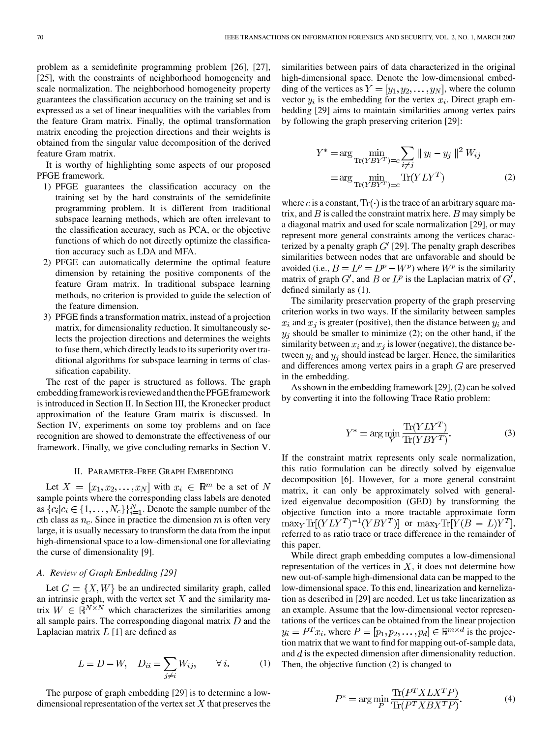problem as a semidefinite programming problem [26], [27], [25], with the constraints of neighborhood homogeneity and scale normalization. The neighborhood homogeneity property guarantees the classification accuracy on the training set and is expressed as a set of linear inequalities with the variables from the feature Gram matrix. Finally, the optimal transformation matrix encoding the projection directions and their weights is obtained from the singular value decomposition of the derived feature Gram matrix.

It is worthy of highlighting some aspects of our proposed PFGE framework.

1) PFGE guarantees the classification accuracy on the training set by the hard constraints of the semidefinite programming problem. It is different from traditional subspace learning methods, which are often irrelevant to the classification accuracy, such as PCA, or the objective functions of which do not directly optimize the classification accuracy such as LDA and MFA.
2) PFGE can automatically determine the optimal feature dimension by retaining the positive components of the feature Gram matrix. In traditional subspace learning methods, no criterion is provided to guide the selection of the feature dimension.
3) PFGE finds a transformation matrix, instead of a projection matrix, for dimensionality reduction. It simultaneously selects the projection directions and determines the weights to fuse them, which directly leads to its superiority over traditional algorithms for subspace learning in terms of classification capability.

The rest of the paper is structured as follows. The graph embedding framework is reviewed and then the PFGE framework is introduced in Section II. In Section III, the Kronecker product approximation of the feature Gram matrix is discussed. In Section IV, experiments on some toy problems and on face recognition are showed to demonstrate the effectiveness of our framework. Finally, we give concluding remarks in Section V.

## II. Parameter-Free Graph Embedding

Let $X = [x_1, x_2, \ldots, x_N]$ with $x_i \in \mathbb{R}^m$ be a set of $N$ sample points where the corresponding class labels are denoted as $\{c_i | c_i \in \{1, \ldots, N_c\}\}_{i=1}^{N}$. Denote the sample number of the $c$th class as $n_c$. Since in practice the dimension $m$ is often very large, it is usually necessary to transform the data from the input high-dimensional space to a low-dimensional one for alleviating the curse of dimensionality [9].

### A. Review of Graph Embedding [29]

Let $G = \{X, W\}$ be an undirected similarity graph, called an intrinsic graph, with the vertex set $X$ and the similarity matrix $W \in \mathbb{R}^{N \times N}$ which characterizes the similarities among all sample pairs. The corresponding diagonal matrix $D$ and the Laplacian matrix $L$ [1] are defined as

$$L = D - W, \quad D_{ii} = \sum_{j \neq i} W_{ij}, \qquad \forall\, i. \tag{1}$$

The purpose of graph embedding [29] is to determine a low-dimensional representation of the vertex set $X$ that preserves the similarities between pairs of data characterized in the original high-dimensional space. Denote the low-dimensional embedding of the vertices as $Y = [y_1, y_2, \ldots, y_N]$, where the column vector $y_i$ is the embedding for the vertex $x_i$. Direct graph embedding [29] aims to maintain similarities among vertex pairs by following the graph preserving criterion [29]:

$$\begin{aligned} Y^* &= \arg \min_{\mathrm{Tr}(YBY^T)=c} \sum_{i \neq j} \| y_i - y_j \|^2 W_{ij} \\ &= \arg \min_{\mathrm{Tr}(YBY^T)=c} \mathrm{Tr}(YLY^T) \end{aligned} \tag{2}$$

where $c$ is a constant, $\mathrm{Tr}(\cdot)$ is the trace of an arbitrary square matrix, and $B$ is called the constraint matrix here. $B$ may simply be a diagonal matrix and used for scale normalization [29], or may represent more general constraints among the vertices characterized by a penalty graph $G'$ [29]. The penalty graph describes similarities between nodes that are unfavorable and should be avoided (i.e., $B = L^p = D^p - W^p$) where $W^p$ is the similarity matrix of graph $G'$, and $B$ or $L^p$ is the Laplacian matrix of $G'$, defined similarly as (1).

The similarity preservation property of the graph preserving criterion works in two ways. If the similarity between samples $x_i$ and $x_j$ is greater (positive), then the distance between $y_i$ and $y_j$ should be smaller to minimize (2); on the other hand, if the similarity between $x_i$ and $x_j$ is lower (negative), the distance between $y_i$ and $y_j$ should instead be larger. Hence, the similarities and differences among vertex pairs in a graph $G$ are preserved in the embedding.

As shown in the embedding framework [29], (2) can be solved by converting it into the following Trace Ratio problem:

$$Y^* = \arg \min_{Y} \frac{\mathrm{Tr}(YLY^T)}{\mathrm{Tr}(YBY^T)}. \tag{3}$$

If the constraint matrix represents only scale normalization, this ratio formulation can be directly solved by eigenvalue decomposition [6]. However, for a more general constraint matrix, it can only be approximately solved with generalized eigenvalue decomposition (GED) by transforming the objective function into a more tractable approximate form $\max_Y \mathrm{Tr}[(YLY^T)^{-1}(YBY^T)]$ or $\max_Y \mathrm{Tr}[Y(B - L)Y^T]$, referred to as ratio trace or trace difference in the remainder of this paper.

While direct graph embedding computes a low-dimensional representation of the vertices in $X$, it does not determine how new out-of-sample high-dimensional data can be mapped to the low-dimensional space. To this end, linearization and kernelization as described in [29] are needed. Let us take linearization as an example. Assume that the low-dimensional vector representations of the vertices can be obtained from the linear projection $y_i = P^T x_i$, where $P = [p_1, p_2, \ldots, p_d] \in \mathbb{R}^{m \times d}$ is the projection matrix that we want to find for mapping out-of-sample data, and $d$ is the expected dimension after dimensionality reduction. Then, the objective function (2) is changed to

$$P^* = \arg \min_{P} \frac{\mathrm{Tr}(P^T X L X^T P)}{\mathrm{Tr}(P^T X B X^T P)}. \tag{4}$$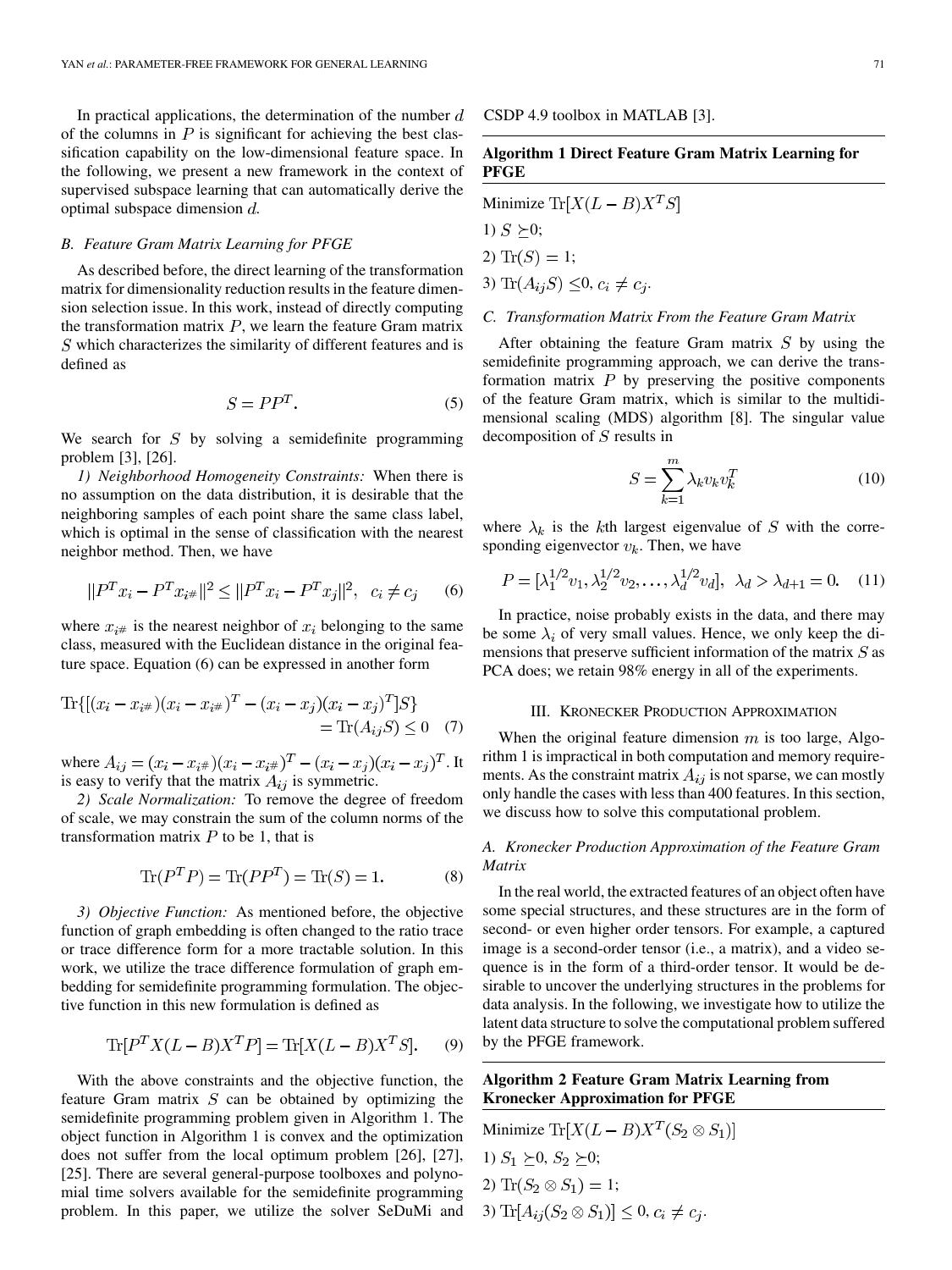In practical applications, the determination of the number $d$ of the columns in $P$ is significant for achieving the best classification capability on the low-dimensional feature space. In the following, we present a new framework in the context of supervised subspace learning that can automatically derive the optimal subspace dimension $d$.

### B. Feature Gram Matrix Learning for PFGE

As described before, the direct learning of the transformation matrix for dimensionality reduction results in the feature dimension selection issue. In this work, instead of directly computing the transformation matrix $P$, we learn the feature Gram matrix $S$ which characterizes the similarity of different features and is defined as

$$S = PP^T. \tag{5}$$

We search for $S$ by solving a semidefinite programming problem [3], [26].

*1) Neighborhood Homogeneity Constraints:* When there is no assumption on the data distribution, it is desirable that the neighboring samples of each point share the same class label, which is optimal in the sense of classification with the nearest neighbor method. Then, we have

$$\|P^T x_i - P^T x_{i\#}\|^2 \leq \|P^T x_i - P^T x_j\|^2, \quad c_i \neq c_j \tag{6}$$

where $x_{i\#}$ is the nearest neighbor of $x_i$ belonging to the same class, measured with the Euclidean distance in the original feature space. Equation (6) can be expressed in another form

$$\mathrm{Tr}\{[(x_i - x_{i\#})(x_i - x_{i\#})^T - (x_i - x_j)(x_i - x_j)^T]S\} = \mathrm{Tr}(A_{ij}S) \leq 0 \tag{7}$$

where $A_{ij} = (x_i - x_{i\#})(x_i - x_{i\#})^T - (x_i - x_j)(x_i - x_j)^T$. It is easy to verify that the matrix $A_{ij}$ is symmetric.

*2) Scale Normalization:* To remove the degree of freedom of scale, we may constrain the sum of the column norms of the transformation matrix $P$ to be 1, that is

$$\mathrm{Tr}(P^T P) = \mathrm{Tr}(PP^T) = \mathrm{Tr}(S) = 1. \tag{8}$$

*3) Objective Function:* As mentioned before, the objective function of graph embedding is often changed to the ratio trace or trace difference form for a more tractable solution. In this work, we utilize the trace difference formulation of graph embedding for semidefinite programming formulation. The objective function in this new formulation is defined as

$$\mathrm{Tr}[P^T X(L - B)X^T P] = \mathrm{Tr}[X(L - B)X^T S]. \tag{9}$$

With the above constraints and the objective function, the feature Gram matrix $S$ can be obtained by optimizing the semidefinite programming problem given in Algorithm 1. The object function in Algorithm 1 is convex and the optimization does not suffer from the local optimum problem [26], [27], [25]. There are several general-purpose toolboxes and polynomial time solvers available for the semidefinite programming problem. In this paper, we utilize the solver SeDuMi and CSDP 4.9 toolbox in MATLAB [3].

---

**Algorithm 1 Direct Feature Gram Matrix Learning for PFGE**

---

Minimize $\mathrm{Tr}[X(L - B)X^T S]$

1) $S \succeq 0$;

2) $\mathrm{Tr}(S) = 1$;

3) $\mathrm{Tr}(A_{ij}S) \leq 0, c_i \neq c_j$.

### C. Transformation Matrix From the Feature Gram Matrix

After obtaining the feature Gram matrix $S$ by using the semidefinite programming approach, we can derive the transformation matrix $P$ by preserving the positive components of the feature Gram matrix, which is similar to the multidimensional scaling (MDS) algorithm [8]. The singular value decomposition of $S$ results in

$$S = \sum_{k=1}^{m} \lambda_k v_k v_k^T \tag{10}$$

where $\lambda_k$ is the $k$th largest eigenvalue of $S$ with the corresponding eigenvector $v_k$. Then, we have

$$P = [\lambda_1^{1/2} v_1, \lambda_2^{1/2} v_2, \ldots, \lambda_d^{1/2} v_d], \;\; \lambda_d > \lambda_{d+1} = 0. \tag{11}$$

In practice, noise probably exists in the data, and there may be some $\lambda_i$ of very small values. Hence, we only keep the dimensions that preserve sufficient information of the matrix $S$ as PCA does; we retain 98% energy in all of the experiments.

## III. Kronecker Production Approximation

When the original feature dimension $m$ is too large, Algorithm 1 is impractical in both computation and memory requirements. As the constraint matrix $A_{ij}$ is not sparse, we can mostly only handle the cases with less than 400 features. In this section, we discuss how to solve this computational problem.

### A. Kronecker Production Approximation of the Feature Gram Matrix

In the real world, the extracted features of an object often have some special structures, and these structures are in the form of second- or even higher order tensors. For example, a captured image is a second-order tensor (i.e., a matrix), and a video sequence is in the form of a third-order tensor. It would be desirable to uncover the underlying structures in the problems for data analysis. In the following, we investigate how to utilize the latent data structure to solve the computational problem suffered by the PFGE framework.

---

**Algorithm 2 Feature Gram Matrix Learning from Kronecker Approximation for PFGE**

---

Minimize $\mathrm{Tr}[X(L - B)X^T (S_2 \otimes S_1)]$

1) $S_1 \succeq 0$, $S_2 \succeq 0$;

2) $\mathrm{Tr}(S_2 \otimes S_1) = 1$;

3) $\mathrm{Tr}[A_{ij}(S_2 \otimes S_1)] \leq 0, c_i \neq c_j$.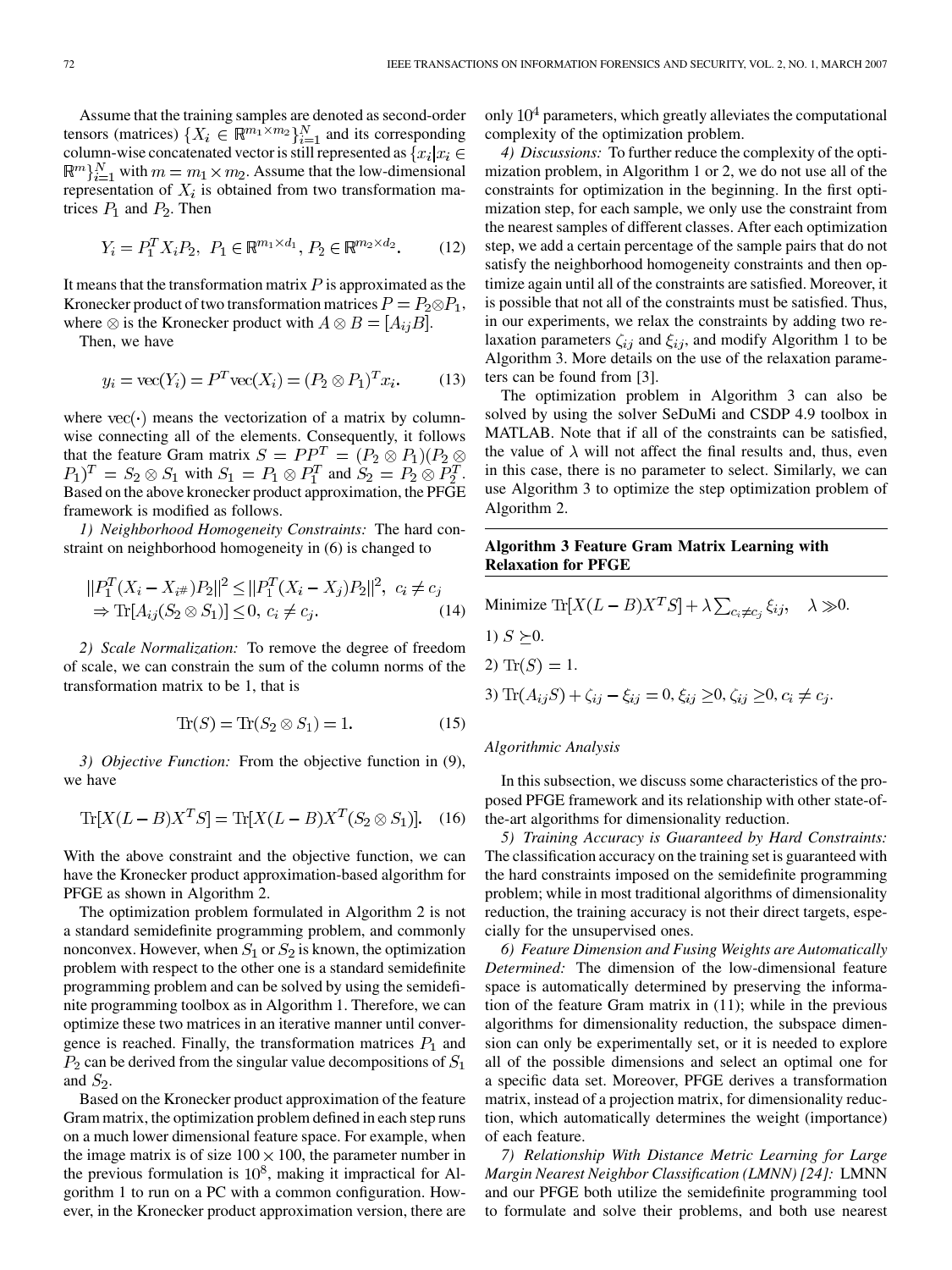Assume that the training samples are denoted as second-order tensors (matrices) $\{X_i \in \mathbb{R}^{m_1 \times m_2}\}_{i=1}^N$ and its corresponding column-wise concatenated vector is still represented as $\{x_i | x_i \in \mathbb{R}^m\}_{i=1}^N$ with $m = m_1 \times m_2$. Assume that the low-dimensional representation of $X_i$ is obtained from two transformation matrices $P_1$ and $P_2$. Then

$$Y_i = P_1^T X_i P_2, \ P_1 \in \mathbb{R}^{m_1 \times d_1}, P_2 \in \mathbb{R}^{m_2 \times d_2}. \quad (12)$$

It means that the transformation matrix $P$ is approximated as the Kronecker product of two transformation matrices $P = P_2 \otimes P_1$, where $\otimes$ is the Kronecker product with $A \otimes B = [A_{ij} B]$.

Then, we have

$$y_i = \mathrm{vec}(Y_i) = P^T \mathrm{vec}(X_i) = (P_2 \otimes P_1)^T x_i. \quad (13)$$

where $\mathrm{vec}(\cdot)$ means the vectorization of a matrix by column-wise connecting all of the elements. Consequently, it follows that the feature Gram matrix $S = PP^T = (P_2 \otimes P_1)(P_2 \otimes P_1)^T = S_2 \otimes S_1$ with $S_1 = P_1 \otimes P_1^T$ and $S_2 = P_2 \otimes P_2^T$. Based on the above kronecker product approximation, the PFGE framework is modified as follows.

*1) Neighborhood Homogeneity Constraints:* The hard constraint on neighborhood homogeneity in (6) is changed to

$$\begin{aligned} &\|P_1^T (X_i - X_{i^\#}) P_2\|^2 \leq \|P_1^T (X_i - X_j) P_2\|^2, \ c_i \neq c_j \\ &\Rightarrow \mathrm{Tr}[A_{ij} (S_2 \otimes S_1)] \leq 0, \ c_i \neq c_j. \end{aligned} \quad (14)$$

*2) Scale Normalization:* To remove the degree of freedom of scale, we can constrain the sum of the column norms of the transformation matrix to be 1, that is

$$\mathrm{Tr}(S) = \mathrm{Tr}(S_2 \otimes S_1) = 1. \quad (15)$$

*3) Objective Function:* From the objective function in (9), we have

$$\mathrm{Tr}[X(L - B)X^T S] = \mathrm{Tr}[X(L - B)X^T (S_2 \otimes S_1)]. \quad (16)$$

With the above constraint and the objective function, we can have the Kronecker product approximation-based algorithm for PFGE as shown in Algorithm 2.

The optimization problem formulated in Algorithm 2 is not a standard semidefinite programming problem, and commonly nonconvex. However, when $S_1$ or $S_2$ is known, the optimization problem with respect to the other one is a standard semidefinite programming problem and can be solved by using the semidefinite programming toolbox as in Algorithm 1. Therefore, we can optimize these two matrices in an iterative manner until convergence is reached. Finally, the transformation matrices $P_1$ and $P_2$ can be derived from the singular value decompositions of $S_1$ and $S_2$.

Based on the Kronecker product approximation of the feature Gram matrix, the optimization problem defined in each step runs on a much lower dimensional feature space. For example, when the image matrix is of size $100 \times 100$, the parameter number in the previous formulation is $10^8$, making it impractical for Algorithm 1 to run on a PC with a common configuration. However, in the Kronecker product approximation version, there are only $10^4$ parameters, which greatly alleviates the computational complexity of the optimization problem.

*4) Discussions:* To further reduce the complexity of the optimization problem, in Algorithm 1 or 2, we do not use all of the constraints for optimization in the beginning. In the first optimization step, for each sample, we only use the constraint from the nearest samples of different classes. After each optimization step, we add a certain percentage of the sample pairs that do not satisfy the neighborhood homogeneity constraints and then optimize again until all of the constraints are satisfied. Moreover, it is possible that not all of the constraints must be satisfied. Thus, in our experiments, we relax the constraints by adding two relaxation parameters $\zeta_{ij}$ and $\xi_{ij}$, and modify Algorithm 1 to be Algorithm 3. More details on the use of the relaxation parameters can be found from [3].

The optimization problem in Algorithm 3 can also be solved by using the solver SeDuMi and CSDP 4.9 toolbox in MATLAB. Note that if all of the constraints can be satisfied, the value of $\lambda$ will not affect the final results and, thus, even in this case, there is no parameter to select. Similarly, we can use Algorithm 3 to optimize the step optimization problem of Algorithm 2.

**Algorithm 3 Feature Gram Matrix Learning with Relaxation for PFGE**

Minimize $\mathrm{Tr}[X(L - B)X^T S] + \lambda \sum_{c_i \neq c_j} \xi_{ij}, \quad \lambda \gg 0.$

1) $S \succeq 0$.

2) $\mathrm{Tr}(S) = 1$.

3) $\mathrm{Tr}(A_{ij} S) + \zeta_{ij} - \xi_{ij} = 0, \xi_{ij} \geq 0, \zeta_{ij} \geq 0, c_i \neq c_j.$

*Algorithmic Analysis*

In this subsection, we discuss some characteristics of the proposed PFGE framework and its relationship with other state-of-the-art algorithms for dimensionality reduction.

*5) Training Accuracy is Guaranteed by Hard Constraints:* The classification accuracy on the training set is guaranteed with the hard constraints imposed on the semidefinite programming problem; while in most traditional algorithms of dimensionality reduction, the training accuracy is not their direct targets, especially for the unsupervised ones.

*6) Feature Dimension and Fusing Weights are Automatically Determined:* The dimension of the low-dimensional feature space is automatically determined by preserving the information of the feature Gram matrix in (11); while in the previous algorithms for dimensionality reduction, the subspace dimension can only be experimentally set, or it is needed to explore all of the possible dimensions and select an optimal one for a specific data set. Moreover, PFGE derives a transformation matrix, instead of a projection matrix, for dimensionality reduction, which automatically determines the weight (importance) of each feature.

*7) Relationship With Distance Metric Learning for Large Margin Nearest Neighbor Classification (LMNN) [24]:* LMNN and our PFGE both utilize the semidefinite programming tool to formulate and solve their problems, and both use nearest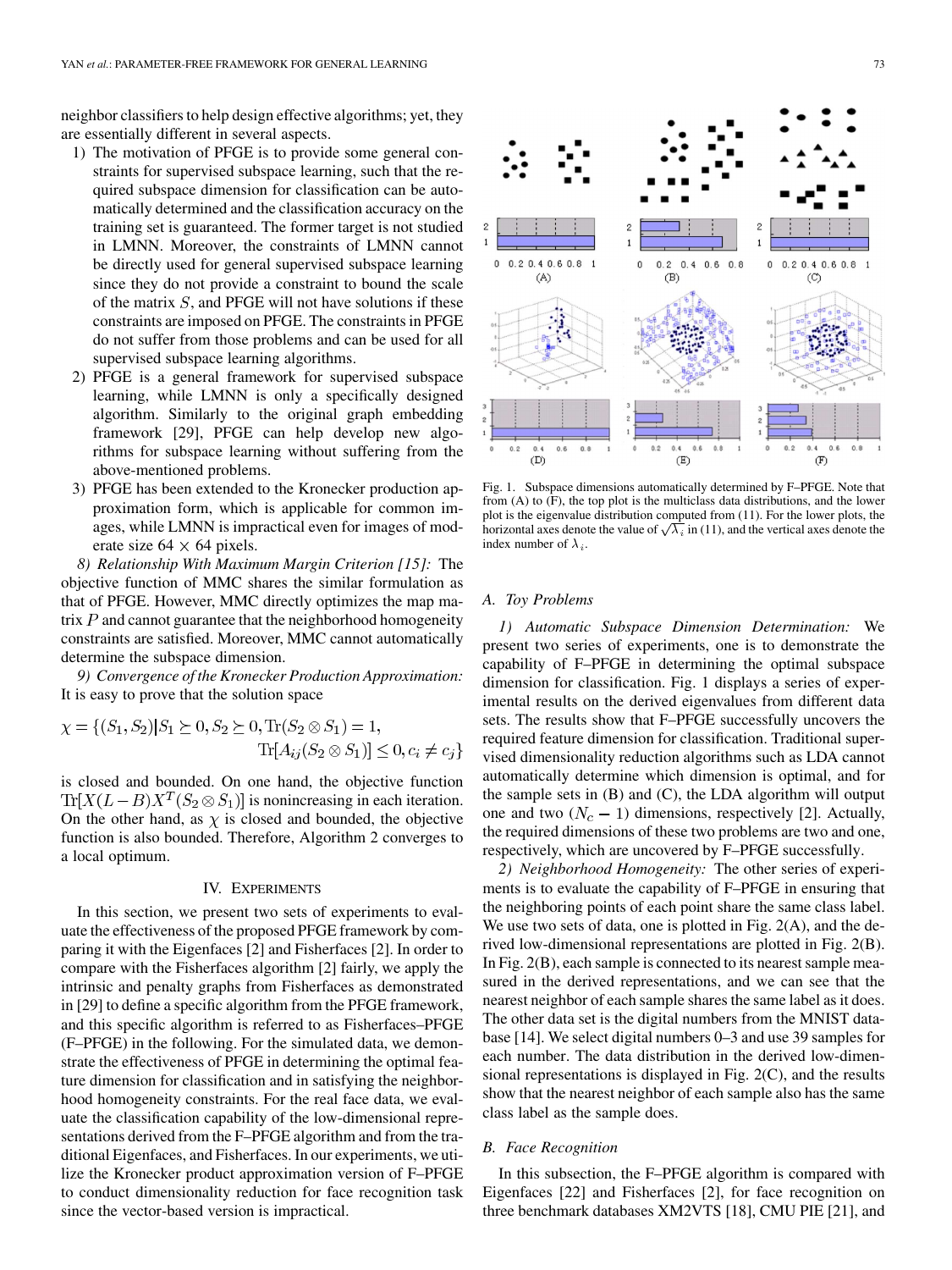neighbor classifiers to help design effective algorithms; yet, they are essentially different in several aspects.

1) The motivation of PFGE is to provide some general constraints for supervised subspace learning, such that the required subspace dimension for classification can be automatically determined and the classification accuracy on the training set is guaranteed. The former target is not studied in LMNN. Moreover, the constraints of LMNN cannot be directly used for general supervised subspace learning since they do not provide a constraint to bound the scale of the matrix $S$, and PFGE will not have solutions if these constraints are imposed on PFGE. The constraints in PFGE do not suffer from those problems and can be used for all supervised subspace learning algorithms.
2) PFGE is a general framework for supervised subspace learning, while LMNN is only a specifically designed algorithm. Similarly to the original graph embedding framework [29], PFGE can help develop new algorithms for subspace learning without suffering from the above-mentioned problems.
3) PFGE has been extended to the Kronecker production approximation form, which is applicable for common images, while LMNN is impractical even for images of moderate size $64 \times 64$ pixels.

*8) Relationship With Maximum Margin Criterion [15]:* The objective function of MMC shares the similar formulation as that of PFGE. However, MMC directly optimizes the map matrix $P$ and cannot guarantee that the neighborhood homogeneity constraints are satisfied. Moreover, MMC cannot automatically determine the subspace dimension.

*9) Convergence of the Kronecker Production Approximation:* It is easy to prove that the solution space

$$\chi = \{(S_1, S_2) | S_1 \succeq 0, S_2 \succeq 0, \mathrm{Tr}(S_2 \otimes S_1) = 1, \mathrm{Tr}[A_{ij}(S_2 \otimes S_1)] \leq 0, c_i \neq c_j\}$$

is closed and bounded. On one hand, the objective function $\mathrm{Tr}[X(L-B)X^T(S_2 \otimes S_1)]$ is nonincreasing in each iteration. On the other hand, as $\chi$ is closed and bounded, the objective function is also bounded. Therefore, Algorithm 2 converges to a local optimum.

## IV. Experiments

In this section, we present two sets of experiments to evaluate the effectiveness of the proposed PFGE framework by comparing it with the Eigenfaces [2] and Fisherfaces [2]. In order to compare with the Fisherfaces algorithm [2] fairly, we apply the intrinsic and penalty graphs from Fisherfaces as demonstrated in [29] to define a specific algorithm from the PFGE framework, and this specific algorithm is referred to as Fisherfaces–PFGE (F–PFGE) in the following. For the simulated data, we demonstrate the effectiveness of PFGE in determining the optimal feature dimension for classification and in satisfying the neighborhood homogeneity constraints. For the real face data, we evaluate the classification capability of the low-dimensional representations derived from the F–PFGE algorithm and from the traditional Eigenfaces, and Fisherfaces. In our experiments, we utilize the Kronecker product approximation version of F–PFGE to conduct dimensionality reduction for face recognition task since the vector-based version is impractical.

Fig. 1. Subspace dimensions automatically determined by F–PFGE. Note that from (A) to (F), the top plot is the multiclass data distributions, and the lower plot is the eigenvalue distribution computed from (11). For the lower plots, the horizontal axes denote the value of $\sqrt{\lambda_i}$ in (11), and the vertical axes denote the index number of $\lambda_i$.

### A. Toy Problems

*1) Automatic Subspace Dimension Determination:* We present two series of experiments, one is to demonstrate the capability of F–PFGE in determining the optimal subspace dimension for classification. Fig. 1 displays a series of experimental results on the derived eigenvalues from different data sets. The results show that F–PFGE successfully uncovers the required feature dimension for classification. Traditional supervised dimensionality reduction algorithms such as LDA cannot automatically determine which dimension is optimal, and for the sample sets in (B) and (C), the LDA algorithm will output one and two $(N_c - 1)$ dimensions, respectively [2]. Actually, the required dimensions of these two problems are two and one, respectively, which are uncovered by F–PFGE successfully.

*2) Neighborhood Homogeneity:* The other series of experiments is to evaluate the capability of F–PFGE in ensuring that the neighboring points of each point share the same class label. We use two sets of data, one is plotted in Fig. 2(A), and the derived low-dimensional representations are plotted in Fig. 2(B). In Fig. 2(B), each sample is connected to its nearest sample measured in the derived representations, and we can see that the nearest neighbor of each sample shares the same label as it does. The other data set is the digital numbers from the MNIST database [14]. We select digital numbers 0–3 and use 39 samples for each number. The data distribution in the derived low-dimensional representations is displayed in Fig. 2(C), and the results show that the nearest neighbor of each sample also has the same class label as the sample does.

### B. Face Recognition

In this subsection, the F–PFGE algorithm is compared with Eigenfaces [22] and Fisherfaces [2], for face recognition on three benchmark databases XM2VTS [18], CMU PIE [21], and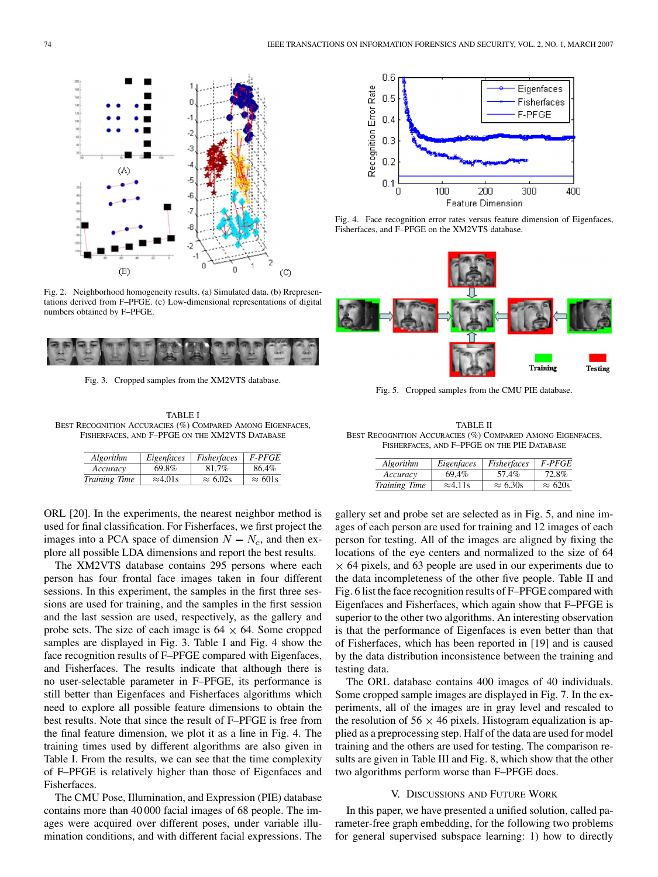Fig. 2. Neighborhood homogeneity results. (a) Simulated data. (b) Rrepresentations derived from F–PFGE. (c) Low-dimensional representations of digital numbers obtained by F–PFGE.

Fig. 3. Cropped samples from the XM2VTS database.

TABLE I
BEST RECOGNITION ACCURACIES (%) COMPARED AMONG EIGENFACES, FISHERFACES, AND F–PFGE ON THE XM2VTS DATABASE

| *Algorithm* | *Eigenfaces* | *Fisherfaces* | *F-PFGE* |
|---|---|---|---|
| *Accuracy* | 69.8% | 81.7% | 86.4% |
| *Training Time* | ≈4.01s | ≈ 6.02s | ≈ 601s |

ORL [20]. In the experiments, the nearest neighbor method is used for final classification. For Fisherfaces, we first project the images into a PCA space of dimension $N - N_c$, and then explore all possible LDA dimensions and report the best results.

The XM2VTS database contains 295 persons where each person has four frontal face images taken in four different sessions. In this experiment, the samples in the first three sessions are used for training, and the samples in the first session and the last session are used, respectively, as the gallery and probe sets. The size of each image is 64 × 64. Some cropped samples are displayed in Fig. 3. Table I and Fig. 4 show the face recognition results of F–PFGE compared with Eigenfaces, and Fisherfaces. The results indicate that although there is no user-selectable parameter in F–PFGE, its performance is still better than Eigenfaces and Fisherfaces algorithms which need to explore all possible feature dimensions to obtain the best results. Note that since the result of F–PFGE is free from the final feature dimension, we plot it as a line in Fig. 4. The training times used by different algorithms are also given in Table I. From the results, we can see that the time complexity of F–PFGE is relatively higher than those of Eigenfaces and Fisherfaces.

The CMU Pose, Illumination, and Expression (PIE) database contains more than 40 000 facial images of 68 people. The images were acquired over different poses, under variable illumination conditions, and with different facial expressions. The

Fig. 4. Face recognition error rates versus feature dimension of Eigenfaces, Fisherfaces, and F–PFGE on the XM2VTS database.

Fig. 5. Cropped samples from the CMU PIE database.

TABLE II
BEST RECOGNITION ACCURACIES (%) COMPARED AMONG EIGENFACES, FISHERFACES, AND F–PFGE ON THE PIE DATABASE

| *Algorithm* | *Eigenfaces* | *Fisherfaces* | *F-PFGE* |
|---|---|---|---|
| *Accuracy* | 69.4% | 57.4% | 72.8% |
| *Training Time* | ≈4.11s | ≈ 6.30s | ≈ 620s |

gallery set and probe set are selected as in Fig. 5, and nine images of each person are used for training and 12 images of each person for testing. All of the images are aligned by fixing the locations of the eye centers and normalized to the size of 64 × 64 pixels, and 63 people are used in our experiments due to the data incompleteness of the other five people. Table II and Fig. 6 list the face recognition results of F–PFGE compared with Eigenfaces and Fisherfaces, which again show that F–PFGE is superior to the other two algorithms. An interesting observation is that the performance of Eigenfaces is even better than that of Fisherfaces, which has been reported in [19] and is caused by the data distribution inconsistence between the training and testing data.

The ORL database contains 400 images of 40 individuals. Some cropped sample images are displayed in Fig. 7. In the experiments, all of the images are in gray level and rescaled to the resolution of 56 × 46 pixels. Histogram equalization is applied as a preprocessing step. Half of the data are used for model training and the others are used for testing. The comparison results are given in Table III and Fig. 8, which show that the other two algorithms perform worse than F–PFGE does.

## V. DISCUSSIONS AND FUTURE WORK

In this paper, we have presented a unified solution, called parameter-free graph embedding, for the following two problems for general supervised subspace learning: 1) how to directly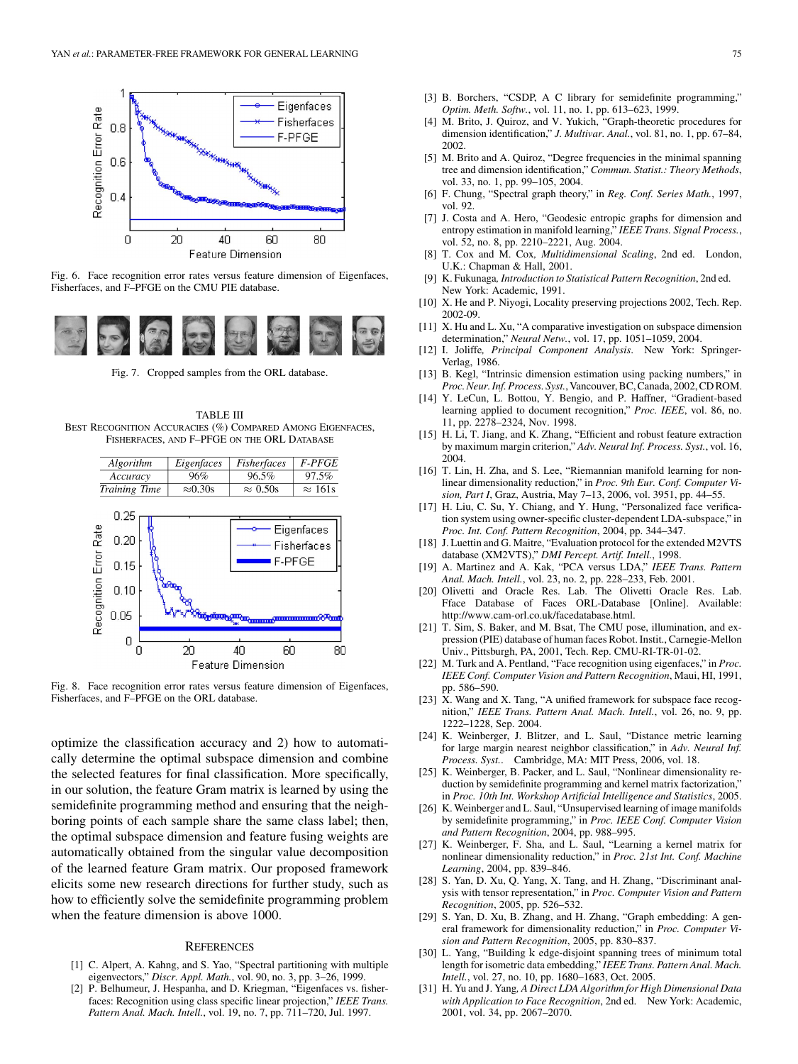Fig. 6. Face recognition error rates versus feature dimension of Eigenfaces, Fisherfaces, and F–PFGE on the CMU PIE database.

Fig. 7. Cropped samples from the ORL database.

TABLE III
BEST RECOGNITION ACCURACIES (%) COMPARED AMONG EIGENFACES, FISHERFACES, AND F–PFGE ON THE ORL DATABASE

| *Algorithm* | *Eigenfaces* | *Fisherfaces* | *F-PFGE* |
|---|---|---|---|
| *Accuracy* | 96% | 96.5% | 97.5% |
| *Training Time* | ≈0.30s | ≈ 0.50s | ≈ 161s |

Fig. 8. Face recognition error rates versus feature dimension of Eigenfaces, Fisherfaces, and F–PFGE on the ORL database.

optimize the classification accuracy and 2) how to automatically determine the optimal subspace dimension and combine the selected features for final classification. More specifically, in our solution, the feature Gram matrix is learned by using the semidefinite programming method and ensuring that the neighboring points of each sample share the same class label; then, the optimal subspace dimension and feature fusing weights are automatically obtained from the singular value decomposition of the learned feature Gram matrix. Our proposed framework elicits some new research directions for further study, such as how to efficiently solve the semidefinite programming problem when the feature dimension is above 1000.

## REFERENCES

[1] C. Alpert, A. Kahng, and S. Yao, "Spectral partitioning with multiple eigenvectors," *Discr. Appl. Math.*, vol. 90, no. 3, pp. 3–26, 1999.

[2] P. Belhumeur, J. Hespanha, and D. Kriegman, "Eigenfaces vs. fisherfaces: Recognition using class specific linear projection," *IEEE Trans. Pattern Anal. Mach. Intell.*, vol. 19, no. 7, pp. 711–720, Jul. 1997.

[3] B. Borchers, "CSDP, A C library for semidefinite programming," *Optim. Meth. Softw.*, vol. 11, no. 1, pp. 613–623, 1999.

[4] M. Brito, J. Quiroz, and V. Yukich, "Graph-theoretic procedures for dimension identification," *J. Multivar. Anal.*, vol. 81, no. 1, pp. 67–84, 2002.

[5] M. Brito and A. Quiroz, "Degree frequencies in the minimal spanning tree and dimension identification," *Commun. Statist.: Theory Methods*, vol. 33, no. 1, pp. 99–105, 2004.

[6] F. Chung, "Spectral graph theory," in *Reg. Conf. Series Math.*, 1997, vol. 92.

[7] J. Costa and A. Hero, "Geodesic entropic graphs for dimension and entropy estimation in manifold learning," *IEEE Trans. Signal Process.*, vol. 52, no. 8, pp. 2210–2221, Aug. 2004.

[8] T. Cox and M. Cox, *Multidimensional Scaling*, 2nd ed. London, U.K.: Chapman & Hall, 2001.

[9] K. Fukunaga, *Introduction to Statistical Pattern Recognition*, 2nd ed. New York: Academic, 1991.

[10] X. He and P. Niyogi, Locality preserving projections 2002, Tech. Rep. 2002-09.

[11] X. Hu and L. Xu, "A comparative investigation on subspace dimension determination," *Neural Netw.*, vol. 17, pp. 1051–1059, 2004.

[12] I. Joliffe, *Principal Component Analysis*. New York: Springer-Verlag, 1986.

[13] B. Kegl, "Intrinsic dimension estimation using packing numbers," in *Proc. Neur. Inf. Process. Syst.*, Vancouver, BC, Canada, 2002, CD ROM.

[14] Y. LeCun, L. Bottou, Y. Bengio, and P. Haffner, "Gradient-based learning applied to document recognition," *Proc. IEEE*, vol. 86, no. 11, pp. 2278–2324, Nov. 1998.

[15] H. Li, T. Jiang, and K. Zhang, "Efficient and robust feature extraction by maximum margin criterion," *Adv. Neural Inf. Process. Syst.*, vol. 16, 2004.

[16] T. Lin, H. Zha, and S. Lee, "Riemannian manifold learning for nonlinear dimensionality reduction," in *Proc. 9th Eur. Conf. Computer Vision, Part I*, Graz, Austria, May 7–13, 2006, vol. 3951, pp. 44–55.

[17] H. Liu, C. Su, Y. Chiang, and Y. Hung, "Personalized face verification system using owner-specific cluster-dependent LDA-subspace," in *Proc. Int. Conf. Pattern Recognition*, 2004, pp. 344–347.

[18] J. Luettin and G. Maitre, "Evaluation protocol for the extended M2VTS database (XM2VTS)," *DMI Percept. Artif. Intell.*, 1998.

[19] A. Martinez and A. Kak, "PCA versus LDA," *IEEE Trans. Pattern Anal. Mach. Intell.*, vol. 23, no. 2, pp. 228–233, Feb. 2001.

[20] Olivetti and Oracle Res. Lab. The Olivetti Oracle Res. Lab. Fface Database of Faces ORL-Database [Online]. Available: http://www.cam-orl.co.uk/facedatabase.html.

[21] T. Sim, S. Baker, and M. Bsat, The CMU pose, illumination, and expression (PIE) database of human faces Robot. Instit., Carnegie-Mellon Univ., Pittsburgh, PA, 2001, Tech. Rep. CMU-RI-TR-01-02.

[22] M. Turk and A. Pentland, "Face recognition using eigenfaces," in *Proc. IEEE Conf. Computer Vision and Pattern Recognition*, Maui, HI, 1991, pp. 586–590.

[23] X. Wang and X. Tang, "A unified framework for subspace face recognition," *IEEE Trans. Pattern Anal. Mach. Intell.*, vol. 26, no. 9, pp. 1222–1228, Sep. 2004.

[24] K. Weinberger, J. Blitzer, and L. Saul, "Distance metric learning for large margin nearest neighbor classification," in *Adv. Neural Inf. Process. Syst.*. Cambridge, MA: MIT Press, 2006, vol. 18.

[25] K. Weinberger, B. Packer, and L. Saul, "Nonlinear dimensionality reduction by semidefinite programming and kernel matrix factorization," in *Proc. 10th Int. Workshop Artificial Intelligence and Statistics*, 2005.

[26] K. Weinberger and L. Saul, "Unsupervised learning of image manifolds by semidefinite programming," in *Proc. IEEE Conf. Computer Vision and Pattern Recognition*, 2004, pp. 988–995.

[27] K. Weinberger, F. Sha, and L. Saul, "Learning a kernel matrix for nonlinear dimensionality reduction," in *Proc. 21st Int. Conf. Machine Learning*, 2004, pp. 839–846.

[28] S. Yan, D. Xu, Q. Yang, X. Tang, and H. Zhang, "Discriminant analysis with tensor representation," in *Proc. Computer Vision and Pattern Recognition*, 2005, pp. 526–532.

[29] S. Yan, D. Xu, B. Zhang, and H. Zhang, "Graph embedding: A general framework for dimensionality reduction," in *Proc. Computer Vision and Pattern Recognition*, 2005, pp. 830–837.

[30] L. Yang, "Building k edge-disjoint spanning trees of minimum total length for isometric data embedding," *IEEE Trans. Pattern Anal. Mach. Intell.*, vol. 27, no. 10, pp. 1680–1683, Oct. 2005.

[31] H. Yu and J. Yang, *A Direct LDA Algorithm for High Dimensional Data with Application to Face Recognition*, 2nd ed. New York: Academic, 2001, vol. 34, pp. 2067–2070.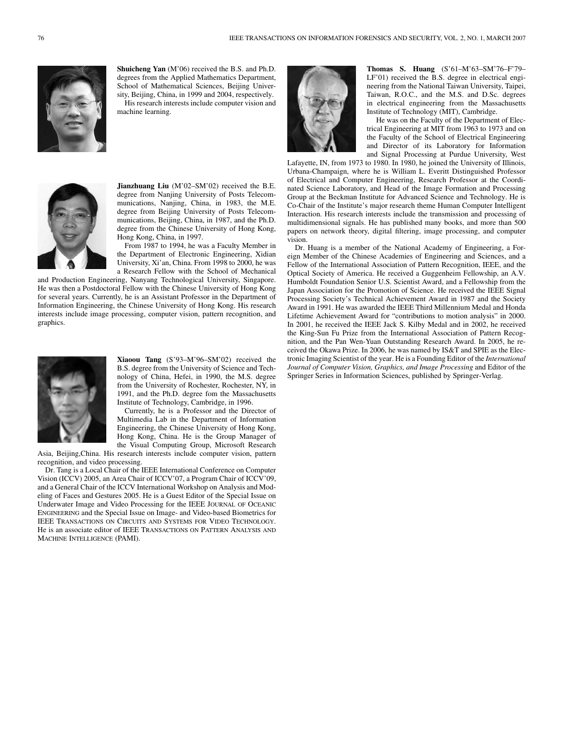**Shuicheng Yan** (M'06) received the B.S. and Ph.D. degrees from the Applied Mathematics Department, School of Mathematical Sciences, Beijing University, Beijing, China, in 1999 and 2004, respectively.

His research interests include computer vision and machine learning.

**Jianzhuang Liu** (M'02–SM'02) received the B.E. degree from Nanjing University of Posts Telecommunications, Nanjing, China, in 1983, the M.E. degree from Beijing University of Posts Telecommunications, Beijing, China, in 1987, and the Ph.D. degree from the Chinese University of Hong Kong, Hong Kong, China, in 1997.

From 1987 to 1994, he was a Faculty Member in the Department of Electronic Engineering, Xidian University, Xi'an, China. From 1998 to 2000, he was a Research Fellow with the School of Mechanical and Production Engineering, Nanyang Technological University, Singapore. He was then a Postdoctoral Fellow with the Chinese University of Hong Kong for several years. Currently, he is an Assistant Professor in the Department of Information Engineering, the Chinese University of Hong Kong. His research interests include image processing, computer vision, pattern recognition, and graphics.

**Xiaoou Tang** (S'93–M'96–SM'02) received the B.S. degree from the University of Science and Technology of China, Hefei, in 1990, the M.S. degree from the University of Rochester, Rochester, NY, in 1991, and the Ph.D. degree fom the Massachusetts Institute of Technology, Cambridge, in 1996.

Currently, he is a Professor and the Director of Multimedia Lab in the Department of Information Engineering, the Chinese University of Hong Kong, Hong Kong, China. He is the Group Manager of the Visual Computing Group, Microsoft Research Asia, Beijing,China. His research interests include computer vision, pattern recognition, and video processing.

Dr. Tang is a Local Chair of the IEEE International Conference on Computer Vision (ICCV) 2005, an Area Chair of ICCV'07, a Program Chair of ICCV'09, and a General Chair of the ICCV International Workshop on Analysis and Modeling of Faces and Gestures 2005. He is a Guest Editor of the Special Issue on Underwater Image and Video Processing for the IEEE JOURNAL OF OCEANIC ENGINEERING and the Special Issue on Image- and Video-based Biometrics for IEEE TRANSACTIONS ON CIRCUITS AND SYSTEMS FOR VIDEO TECHNOLOGY. He is an associate editor of IEEE TRANSACTIONS ON PATTERN ANALYSIS AND MACHINE INTELLIGENCE (PAMI).

**Thomas S. Huang** (S'61–M'63–SM'76–F'79–LF'01) received the B.S. degree in electrical engineering from the National Taiwan University, Taipei, Taiwan, R.O.C., and the M.S. and D.Sc. degrees in electrical engineering from the Massachusetts Institute of Technology (MIT), Cambridge.

He was on the Faculty of the Department of Electrical Engineering at MIT from 1963 to 1973 and on the Faculty of the School of Electrical Engineering and Director of its Laboratory for Information and Signal Processing at Purdue University, West Lafayette, IN, from 1973 to 1980. In 1980, he joined the University of Illinois, Urbana-Champaign, where he is William L. Everitt Distinguished Professor of Electrical and Computer Engineering, Research Professor at the Coordinated Science Laboratory, and Head of the Image Formation and Processing Group at the Beckman Institute for Advanced Science and Technology. He is Co-Chair of the Institute's major research theme Human Computer Intelligent Interaction. His research interests include the transmission and processing of multidimensional signals. He has published many books, and more than 500 papers on network theory, digital filtering, image processing, and computer vision.

Dr. Huang is a member of the National Academy of Engineering, a Foreign Member of the Chinese Academies of Engineering and Sciences, and a Fellow of the International Association of Pattern Recognition, IEEE, and the Optical Society of America. He received a Guggenheim Fellowship, an A.V. Humboldt Foundation Senior U.S. Scientist Award, and a Fellowship from the Japan Association for the Promotion of Science. He received the IEEE Signal Processing Society's Technical Achievement Award in 1987 and the Society Award in 1991. He was awarded the IEEE Third Millennium Medal and Honda Lifetime Achievement Award for "contributions to motion analysis" in 2000. In 2001, he received the IEEE Jack S. Kilby Medal and in 2002, he received the King-Sun Fu Prize from the International Association of Pattern Recognition, and the Pan Wen-Yuan Outstanding Research Award. In 2005, he received the Okawa Prize. In 2006, he was named by IS&T and SPIE as the Electronic Imaging Scientist of the year. He is a Founding Editor of the *International Journal of Computer Vision, Graphics, and Image Processing* and Editor of the Springer Series in Information Sciences, published by Springer-Verlag.